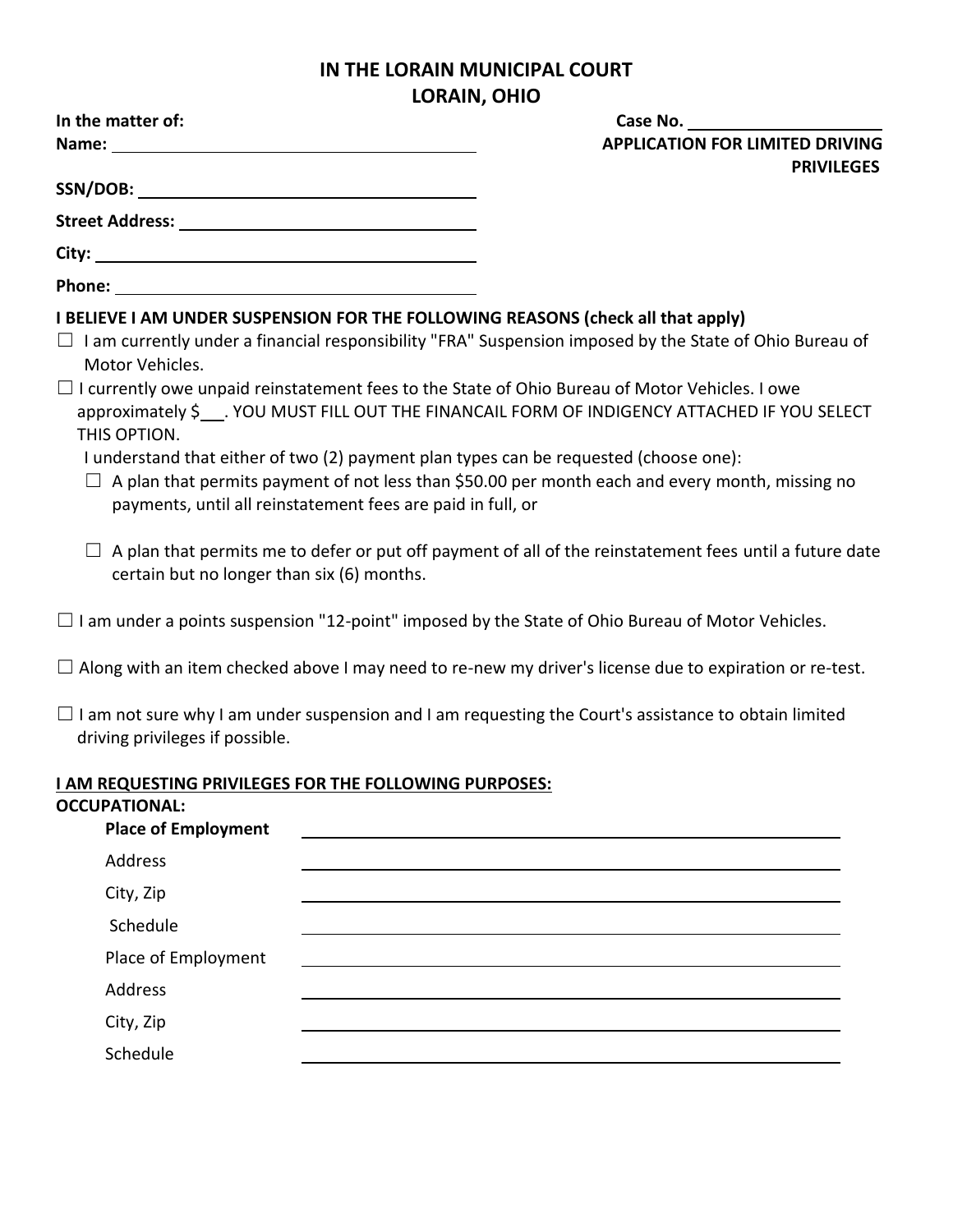# IN THE LORAIN MUNICIPAL COURT
## LORAIN, OHIO

**In the matter of:**

**Name:** ______________________

**SSN/DOB:** ______________________

**Street Address:** ______________________

**City:** ______________________

**Phone:** ______________________

**Case No.** ______________________

**APPLICATION FOR LIMITED DRIVING PRIVILEGES**

**I BELIEVE I AM UNDER SUSPENSION FOR THE FOLLOWING REASONS (check all that apply)**

☐ I am currently under a financial responsibility "FRA" Suspension imposed by the State of Ohio Bureau of Motor Vehicles.

☐ I currently owe unpaid reinstatement fees to the State of Ohio Bureau of Motor Vehicles. I owe approximately $___. YOU MUST FILL OUT THE FINANCAIL FORM OF INDIGENCY ATTACHED IF YOU SELECT THIS OPTION.

I understand that either of two (2) payment plan types can be requested (choose one):

- ☐ A plan that permits payment of not less than $50.00 per month each and every month, missing no payments, until all reinstatement fees are paid in full, or
- ☐ A plan that permits me to defer or put off payment of all of the reinstatement fees until a future date certain but no longer than six (6) months.

☐ I am under a points suspension "12-point" imposed by the State of Ohio Bureau of Motor Vehicles.

☐ Along with an item checked above I may need to re-new my driver's license due to expiration or re-test.

☐ I am not sure why I am under suspension and I am requesting the Court's assistance to obtain limited driving privileges if possible.

**<u>I AM REQUESTING PRIVILEGES FOR THE FOLLOWING PURPOSES:</u>**

**OCCUPATIONAL:**

**Place of Employment** ______________________

Address ______________________

City, Zip ______________________

Schedule ______________________

Place of Employment ______________________

Address ______________________

City, Zip ______________________

Schedule ______________________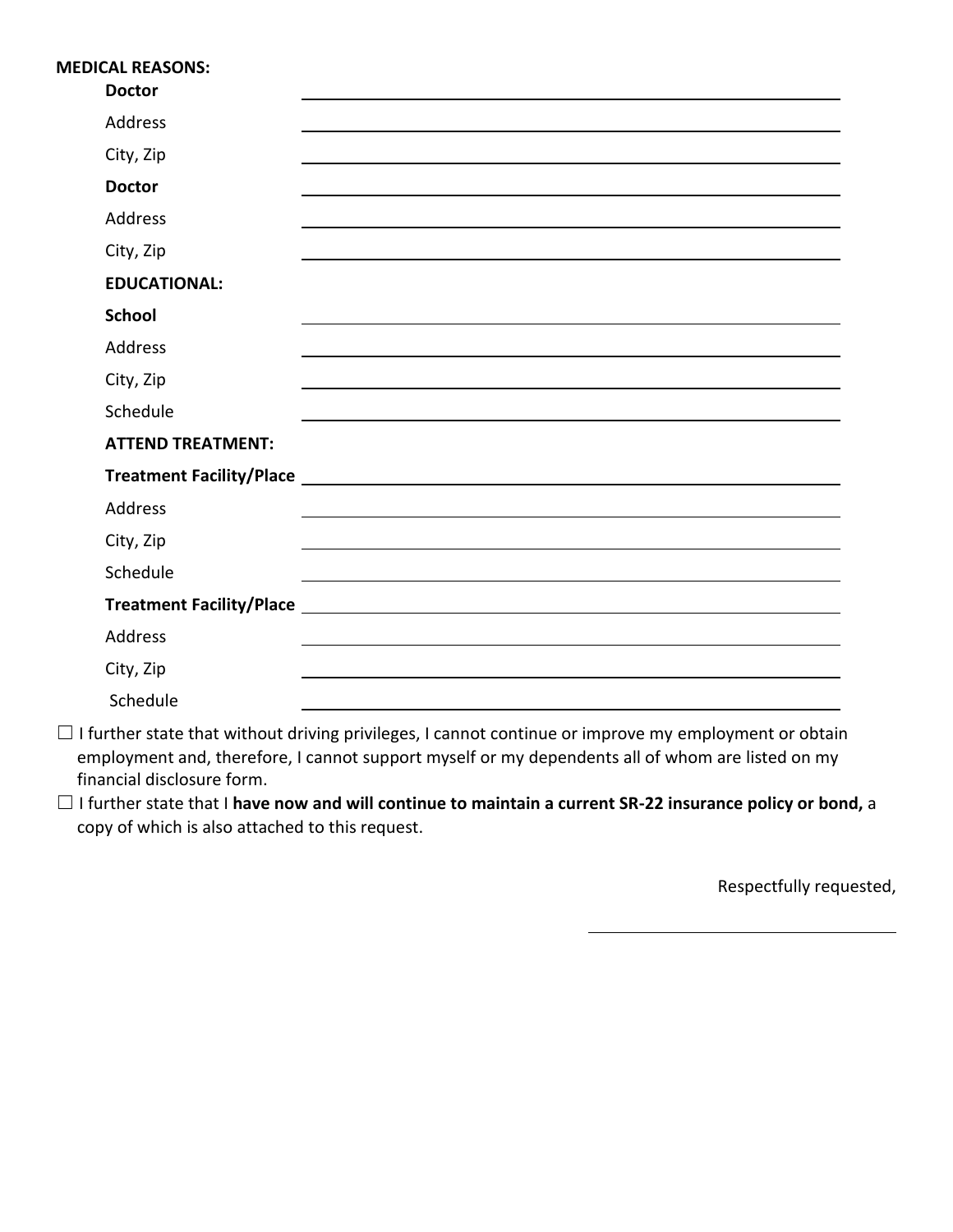**MEDICAL REASONS:**

**Doctor** ______________________________

Address ______________________________

City, Zip ______________________________

**Doctor** ______________________________

Address ______________________________

City, Zip ______________________________

**EDUCATIONAL:**

**School** ______________________________

Address ______________________________

City, Zip ______________________________

Schedule ______________________________

**ATTEND TREATMENT:**

**Treatment Facility/Place** ______________________________

Address ______________________________

City, Zip ______________________________

Schedule ______________________________

**Treatment Facility/Place** ______________________________

Address ______________________________

City, Zip ______________________________

Schedule ______________________________

☐ I further state that without driving privileges, I cannot continue or improve my employment or obtain employment and, therefore, I cannot support myself or my dependents all of whom are listed on my financial disclosure form.

☐ I further state that I **have now and will continue to maintain a current SR-22 insurance policy or bond,** a copy of which is also attached to this request.

Respectfully requested,

______________________________